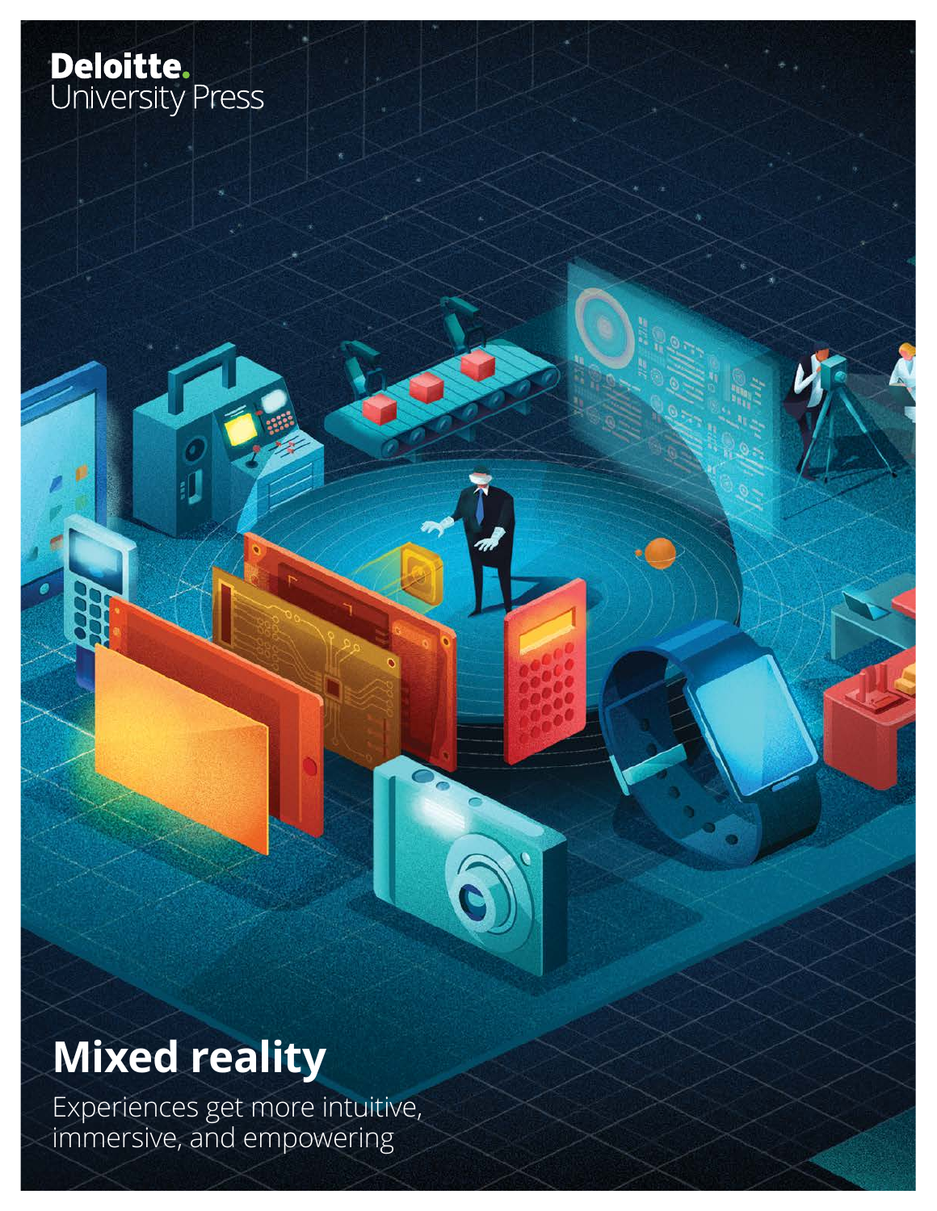Deloitte.
University Press

# Mixed reality

Experiences get more intuitive, immersive, and empowering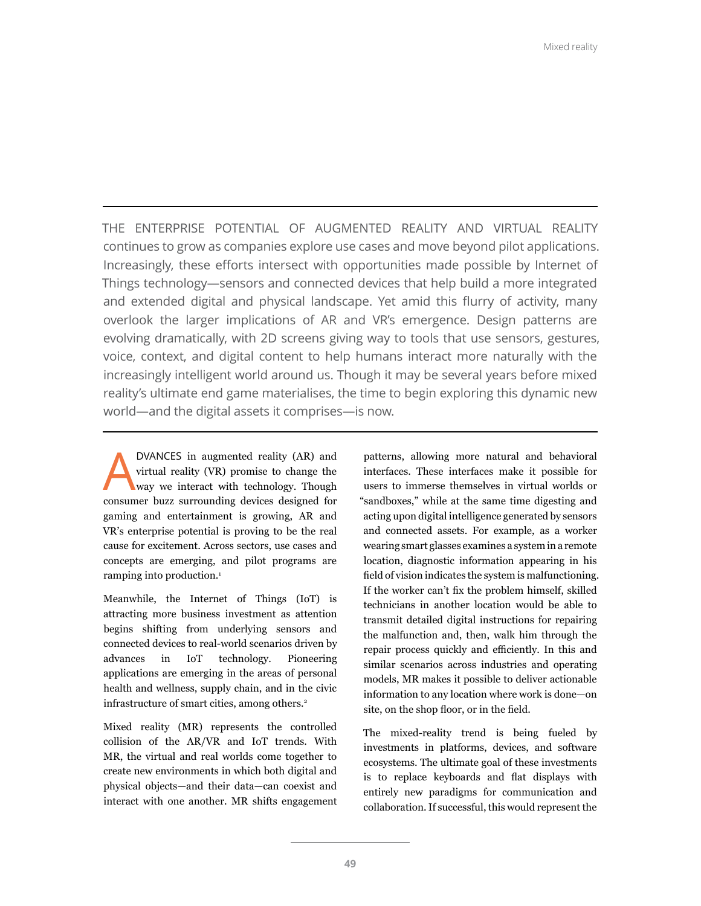THE ENTERPRISE POTENTIAL OF AUGMENTED REALITY AND VIRTUAL REALITY continues to grow as companies explore use cases and move beyond pilot applications. Increasingly, these efforts intersect with opportunities made possible by Internet of Things technology—sensors and connected devices that help build a more integrated and extended digital and physical landscape. Yet amid this flurry of activity, many overlook the larger implications of AR and VR's emergence. Design patterns are evolving dramatically, with 2D screens giving way to tools that use sensors, gestures, voice, context, and digital content to help humans interact more naturally with the increasingly intelligent world around us. Though it may be several years before mixed reality's ultimate end game materialises, the time to begin exploring this dynamic new world—and the digital assets it comprises—is now.

---

ADVANCES in augmented reality (AR) and virtual reality (VR) promise to change the way we interact with technology. Though consumer buzz surrounding devices designed for gaming and entertainment is growing, AR and VR's enterprise potential is proving to be the real cause for excitement. Across sectors, use cases and concepts are emerging, and pilot programs are ramping into production.[1]

Meanwhile, the Internet of Things (IoT) is attracting more business investment as attention begins shifting from underlying sensors and connected devices to real-world scenarios driven by advances in IoT technology. Pioneering applications are emerging in the areas of personal health and wellness, supply chain, and in the civic infrastructure of smart cities, among others.[2]

Mixed reality (MR) represents the controlled collision of the AR/VR and IoT trends. With MR, the virtual and real worlds come together to create new environments in which both digital and physical objects—and their data—can coexist and interact with one another. MR shifts engagement patterns, allowing more natural and behavioral interfaces. These interfaces make it possible for users to immerse themselves in virtual worlds or "sandboxes," while at the same time digesting and acting upon digital intelligence generated by sensors and connected assets. For example, as a worker wearing smart glasses examines a system in a remote location, diagnostic information appearing in his field of vision indicates the system is malfunctioning. If the worker can't fix the problem himself, skilled technicians in another location would be able to transmit detailed digital instructions for repairing the malfunction and, then, walk him through the repair process quickly and efficiently. In this and similar scenarios across industries and operating models, MR makes it possible to deliver actionable information to any location where work is done—on site, on the shop floor, or in the field.

The mixed-reality trend is being fueled by investments in platforms, devices, and software ecosystems. The ultimate goal of these investments is to replace keyboards and flat displays with entirely new paradigms for communication and collaboration. If successful, this would represent the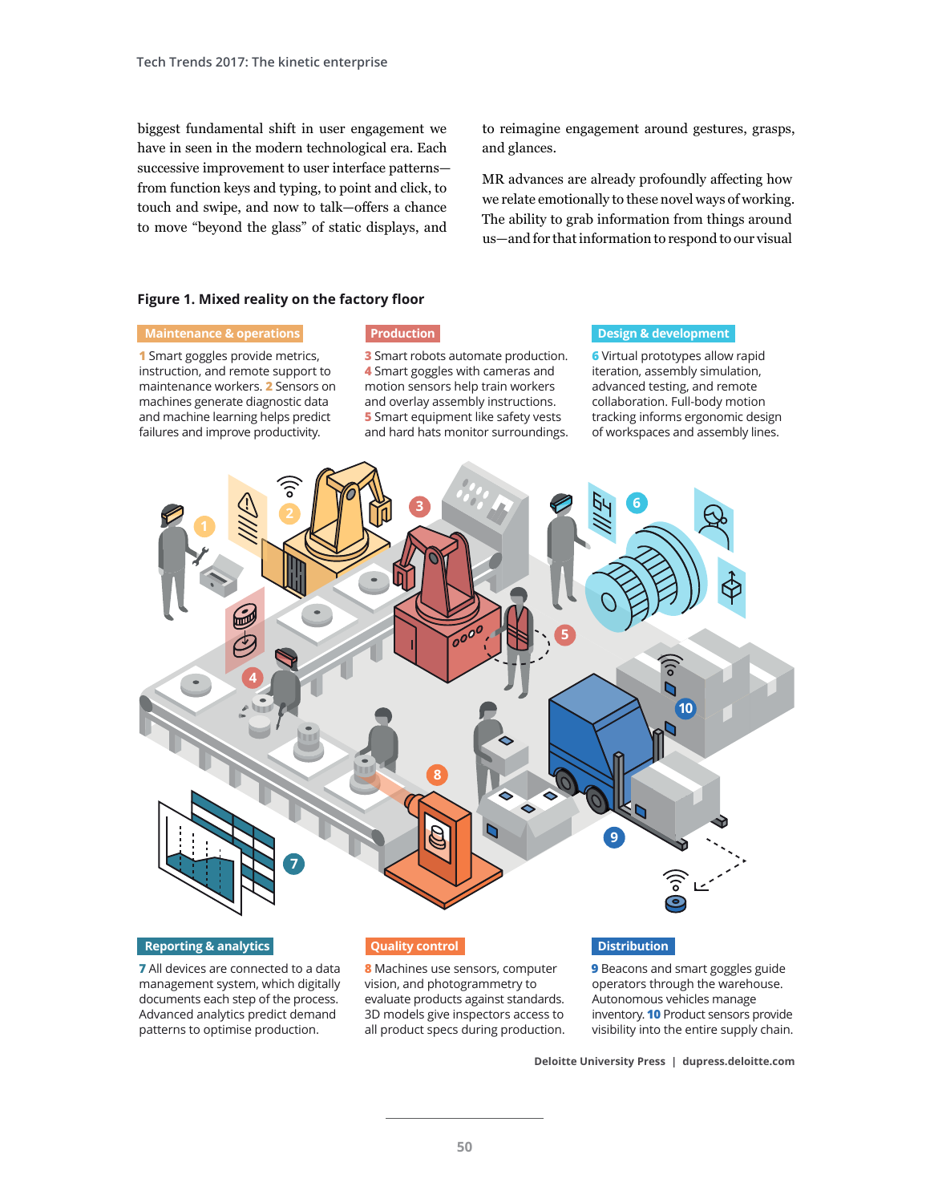biggest fundamental shift in user engagement we have in seen in the modern technological era. Each successive improvement to user interface patterns—from function keys and typing, to point and click, to touch and swipe, and now to talk—offers a chance to move "beyond the glass" of static displays, and to reimagine engagement around gestures, grasps, and glances.

MR advances are already profoundly affecting how we relate emotionally to these novel ways of working. The ability to grab information from things around us—and for that information to respond to our visual

**Figure 1. Mixed reality on the factory floor**

**Maintenance & operations**

1 Smart goggles provide metrics, instruction, and remote support to maintenance workers. 2 Sensors on machines generate diagnostic data and machine learning helps predict failures and improve productivity.

**Production**

3 Smart robots automate production. 4 Smart goggles with cameras and motion sensors help train workers and overlay assembly instructions. 5 Smart equipment like safety vests and hard hats monitor surroundings.

**Design & development**

6 Virtual prototypes allow rapid iteration, assembly simulation, advanced testing, and remote collaboration. Full-body motion tracking informs ergonomic design of workspaces and assembly lines.

**Reporting & analytics**

7 All devices are connected to a data management system, which digitally documents each step of the process. Advanced analytics predict demand patterns to optimise production.

**Quality control**

8 Machines use sensors, computer vision, and photogrammetry to evaluate products against standards. 3D models give inspectors access to all product specs during production.

**Distribution**

9 Beacons and smart goggles guide operators through the warehouse. Autonomous vehicles manage inventory. 10 Product sensors provide visibility into the entire supply chain.

Deloitte University Press | dupress.deloitte.com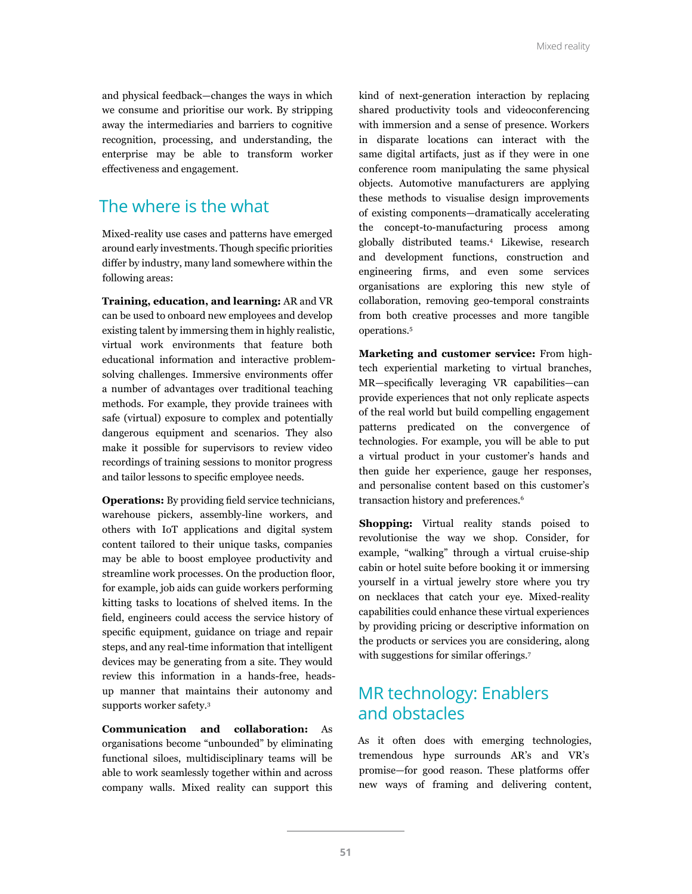and physical feedback—changes the ways in which we consume and prioritise our work. By stripping away the intermediaries and barriers to cognitive recognition, processing, and understanding, the enterprise may be able to transform worker effectiveness and engagement.

## The where is the what

Mixed-reality use cases and patterns have emerged around early investments. Though specific priorities differ by industry, many land somewhere within the following areas:

**Training, education, and learning:** AR and VR can be used to onboard new employees and develop existing talent by immersing them in highly realistic, virtual work environments that feature both educational information and interactive problem-solving challenges. Immersive environments offer a number of advantages over traditional teaching methods. For example, they provide trainees with safe (virtual) exposure to complex and potentially dangerous equipment and scenarios. They also make it possible for supervisors to review video recordings of training sessions to monitor progress and tailor lessons to specific employee needs.

**Operations:** By providing field service technicians, warehouse pickers, assembly-line workers, and others with IoT applications and digital system content tailored to their unique tasks, companies may be able to boost employee productivity and streamline work processes. On the production floor, for example, job aids can guide workers performing kitting tasks to locations of shelved items. In the field, engineers could access the service history of specific equipment, guidance on triage and repair steps, and any real-time information that intelligent devices may be generating from a site. They would review this information in a hands-free, heads-up manner that maintains their autonomy and supports worker safety.[3]

**Communication and collaboration:** As organisations become "unbounded" by eliminating functional siloes, multidisciplinary teams will be able to work seamlessly together within and across company walls. Mixed reality can support this kind of next-generation interaction by replacing shared productivity tools and videoconferencing with immersion and a sense of presence. Workers in disparate locations can interact with the same digital artifacts, just as if they were in one conference room manipulating the same physical objects. Automotive manufacturers are applying these methods to visualise design improvements of existing components—dramatically accelerating the concept-to-manufacturing process among globally distributed teams.[4] Likewise, research and development functions, construction and engineering firms, and even some services organisations are exploring this new style of collaboration, removing geo-temporal constraints from both creative processes and more tangible operations.[5]

**Marketing and customer service:** From high-tech experiential marketing to virtual branches, MR—specifically leveraging VR capabilities—can provide experiences that not only replicate aspects of the real world but build compelling engagement patterns predicated on the convergence of technologies. For example, you will be able to put a virtual product in your customer's hands and then guide her experience, gauge her responses, and personalise content based on this customer's transaction history and preferences.[6]

**Shopping:** Virtual reality stands poised to revolutionise the way we shop. Consider, for example, "walking" through a virtual cruise-ship cabin or hotel suite before booking it or immersing yourself in a virtual jewelry store where you try on necklaces that catch your eye. Mixed-reality capabilities could enhance these virtual experiences by providing pricing or descriptive information on the products or services you are considering, along with suggestions for similar offerings.[7]

## MR technology: Enablers and obstacles

As it often does with emerging technologies, tremendous hype surrounds AR's and VR's promise—for good reason. These platforms offer new ways of framing and delivering content,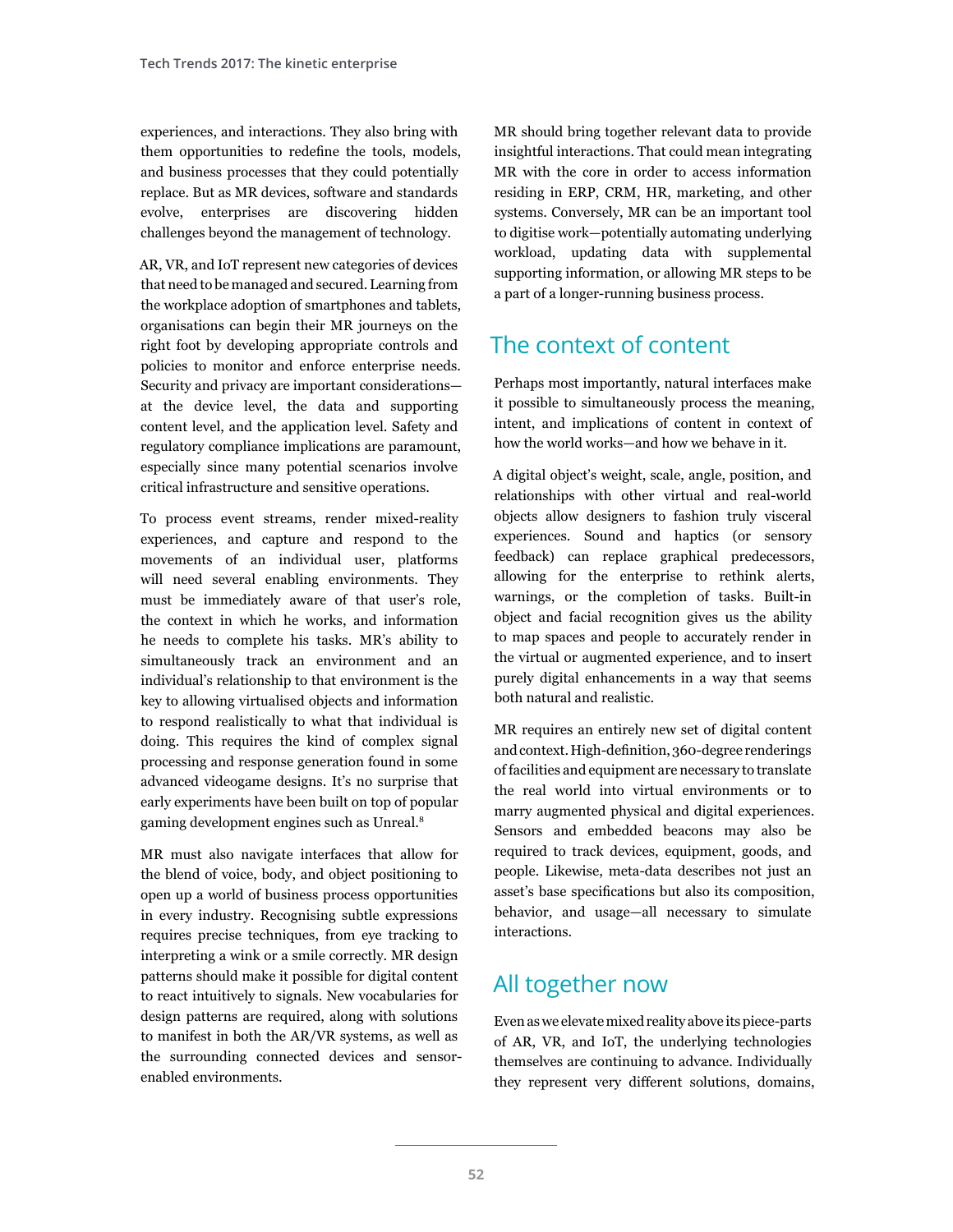experiences, and interactions. They also bring with them opportunities to redefine the tools, models, and business processes that they could potentially replace. But as MR devices, software and standards evolve, enterprises are discovering hidden challenges beyond the management of technology.

AR, VR, and IoT represent new categories of devices that need to be managed and secured. Learning from the workplace adoption of smartphones and tablets, organisations can begin their MR journeys on the right foot by developing appropriate controls and policies to monitor and enforce enterprise needs. Security and privacy are important considerations—at the device level, the data and supporting content level, and the application level. Safety and regulatory compliance implications are paramount, especially since many potential scenarios involve critical infrastructure and sensitive operations.

To process event streams, render mixed-reality experiences, and capture and respond to the movements of an individual user, platforms will need several enabling environments. They must be immediately aware of that user's role, the context in which he works, and information he needs to complete his tasks. MR's ability to simultaneously track an environment and an individual's relationship to that environment is the key to allowing virtualised objects and information to respond realistically to what that individual is doing. This requires the kind of complex signal processing and response generation found in some advanced videogame designs. It's no surprise that early experiments have been built on top of popular gaming development engines such as Unreal.[8]

MR must also navigate interfaces that allow for the blend of voice, body, and object positioning to open up a world of business process opportunities in every industry. Recognising subtle expressions requires precise techniques, from eye tracking to interpreting a wink or a smile correctly. MR design patterns should make it possible for digital content to react intuitively to signals. New vocabularies for design patterns are required, along with solutions to manifest in both the AR/VR systems, as well as the surrounding connected devices and sensor-enabled environments.

MR should bring together relevant data to provide insightful interactions. That could mean integrating MR with the core in order to access information residing in ERP, CRM, HR, marketing, and other systems. Conversely, MR can be an important tool to digitise work—potentially automating underlying workload, updating data with supplemental supporting information, or allowing MR steps to be a part of a longer-running business process.

## The context of content

Perhaps most importantly, natural interfaces make it possible to simultaneously process the meaning, intent, and implications of content in context of how the world works—and how we behave in it.

A digital object's weight, scale, angle, position, and relationships with other virtual and real-world objects allow designers to fashion truly visceral experiences. Sound and haptics (or sensory feedback) can replace graphical predecessors, allowing for the enterprise to rethink alerts, warnings, or the completion of tasks. Built-in object and facial recognition gives us the ability to map spaces and people to accurately render in the virtual or augmented experience, and to insert purely digital enhancements in a way that seems both natural and realistic.

MR requires an entirely new set of digital content and context. High-definition, 360-degree renderings of facilities and equipment are necessary to translate the real world into virtual environments or to marry augmented physical and digital experiences. Sensors and embedded beacons may also be required to track devices, equipment, goods, and people. Likewise, meta-data describes not just an asset's base specifications but also its composition, behavior, and usage—all necessary to simulate interactions.

## All together now

Even as we elevate mixed reality above its piece-parts of AR, VR, and IoT, the underlying technologies themselves are continuing to advance. Individually they represent very different solutions, domains,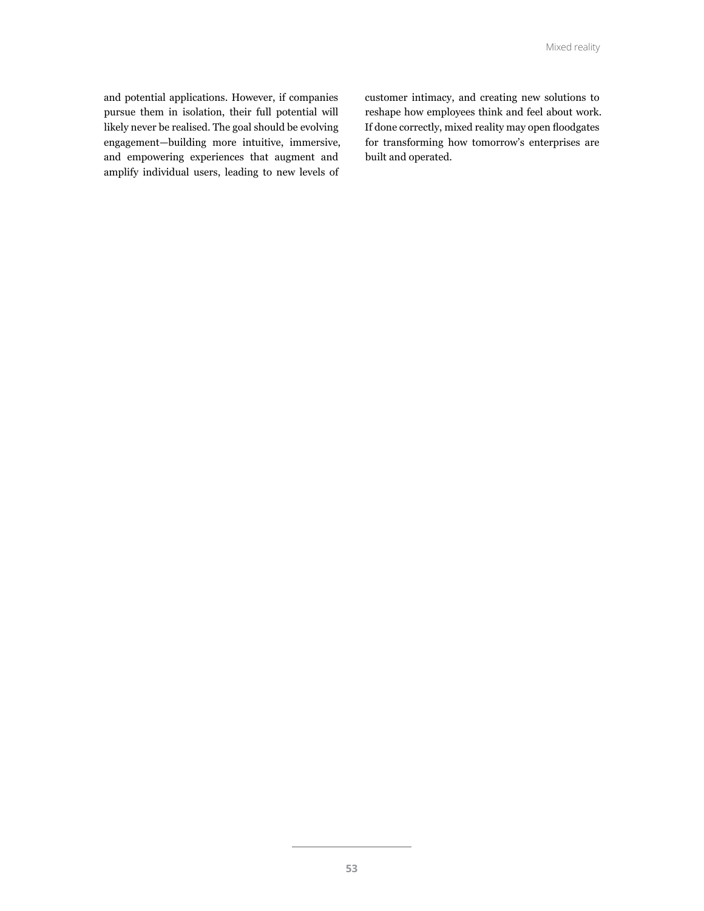and potential applications. However, if companies pursue them in isolation, their full potential will likely never be realised. The goal should be evolving engagement—building more intuitive, immersive, and empowering experiences that augment and amplify individual users, leading to new levels of customer intimacy, and creating new solutions to reshape how employees think and feel about work. If done correctly, mixed reality may open floodgates for transforming how tomorrow's enterprises are built and operated.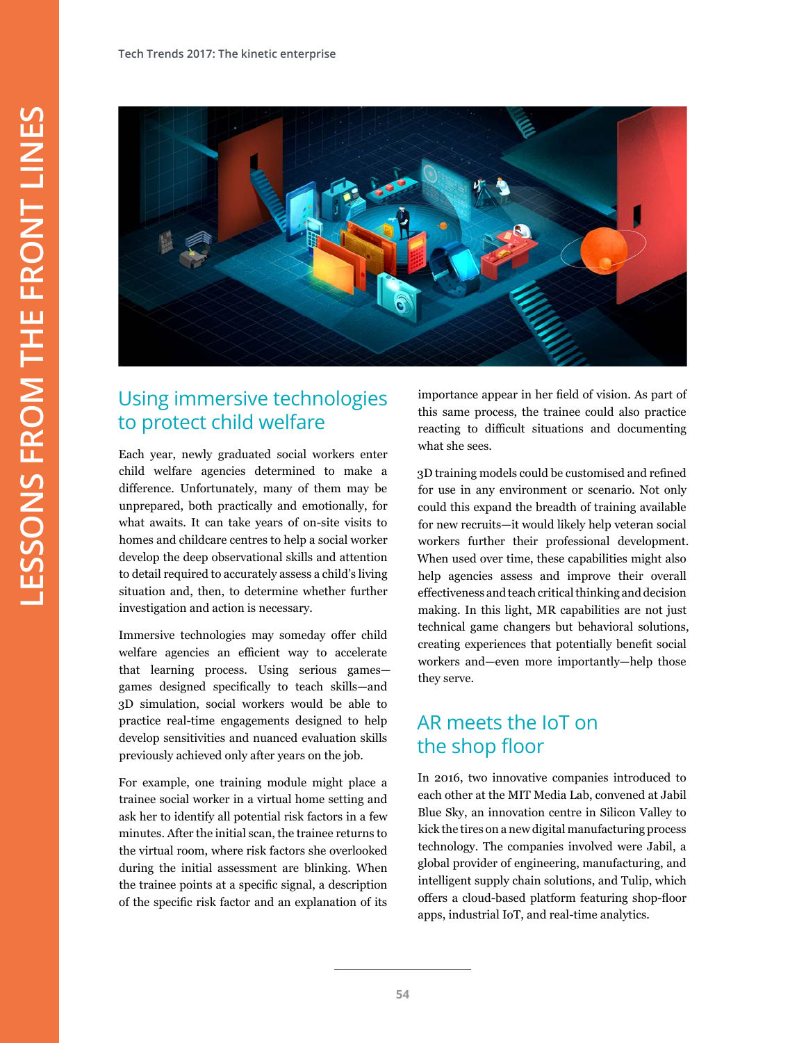## Using immersive technologies to protect child welfare

Each year, newly graduated social workers enter child welfare agencies determined to make a difference. Unfortunately, many of them may be unprepared, both practically and emotionally, for what awaits. It can take years of on-site visits to homes and childcare centres to help a social worker develop the deep observational skills and attention to detail required to accurately assess a child's living situation and, then, to determine whether further investigation and action is necessary.

Immersive technologies may someday offer child welfare agencies an efficient way to accelerate that learning process. Using serious games—games designed specifically to teach skills—and 3D simulation, social workers would be able to practice real-time engagements designed to help develop sensitivities and nuanced evaluation skills previously achieved only after years on the job.

For example, one training module might place a trainee social worker in a virtual home setting and ask her to identify all potential risk factors in a few minutes. After the initial scan, the trainee returns to the virtual room, where risk factors she overlooked during the initial assessment are blinking. When the trainee points at a specific signal, a description of the specific risk factor and an explanation of its importance appear in her field of vision. As part of this same process, the trainee could also practice reacting to difficult situations and documenting what she sees.

3D training models could be customised and refined for use in any environment or scenario. Not only could this expand the breadth of training available for new recruits—it would likely help veteran social workers further their professional development. When used over time, these capabilities might also help agencies assess and improve their overall effectiveness and teach critical thinking and decision making. In this light, MR capabilities are not just technical game changers but behavioral solutions, creating experiences that potentially benefit social workers and—even more importantly—help those they serve.

## AR meets the IoT on the shop floor

In 2016, two innovative companies introduced to each other at the MIT Media Lab, convened at Jabil Blue Sky, an innovation centre in Silicon Valley to kick the tires on a new digital manufacturing process technology. The companies involved were Jabil, a global provider of engineering, manufacturing, and intelligent supply chain solutions, and Tulip, which offers a cloud-based platform featuring shop-floor apps, industrial IoT, and real-time analytics.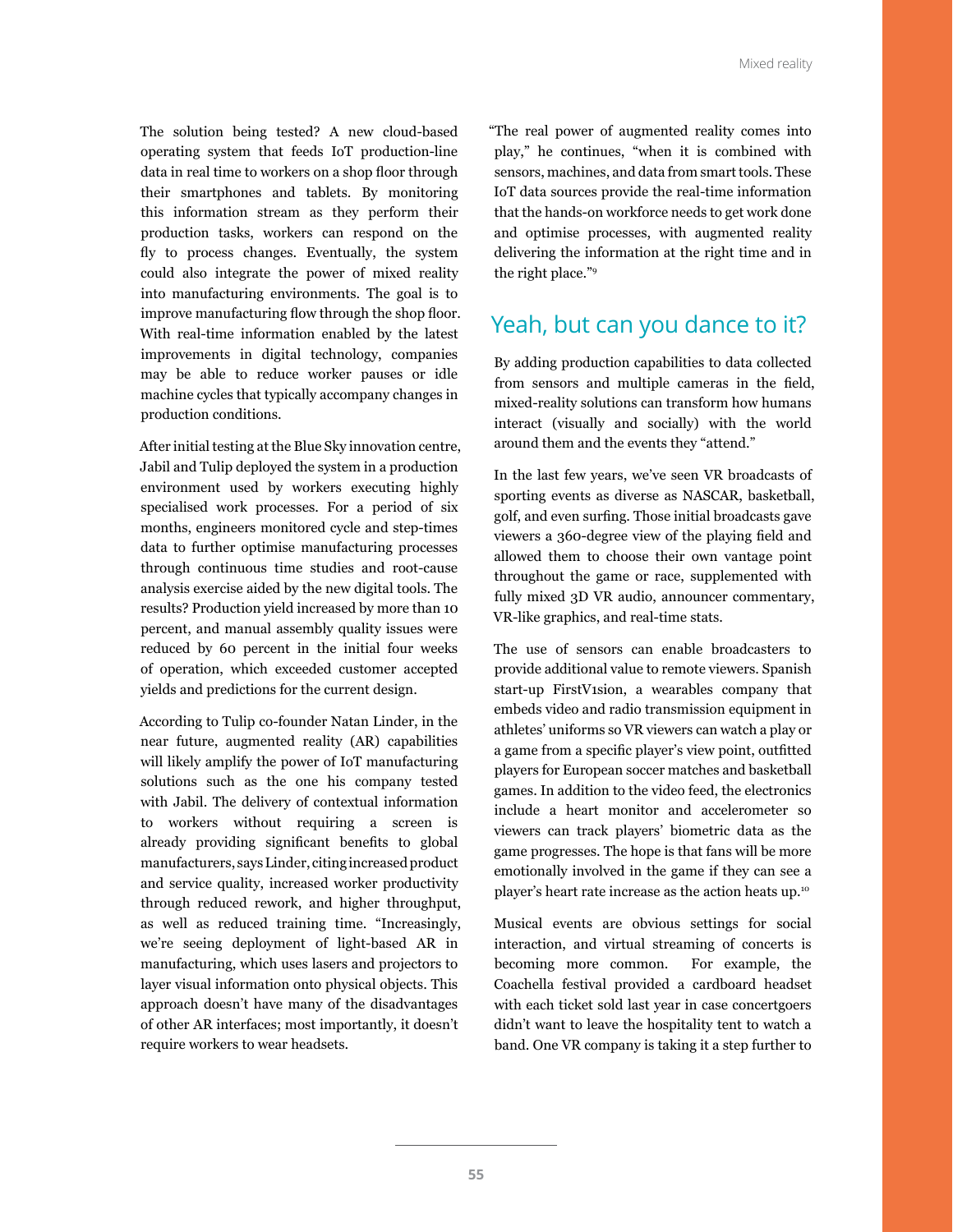The solution being tested? A new cloud-based operating system that feeds IoT production-line data in real time to workers on a shop floor through their smartphones and tablets. By monitoring this information stream as they perform their production tasks, workers can respond on the fly to process changes. Eventually, the system could also integrate the power of mixed reality into manufacturing environments. The goal is to improve manufacturing flow through the shop floor. With real-time information enabled by the latest improvements in digital technology, companies may be able to reduce worker pauses or idle machine cycles that typically accompany changes in production conditions.

After initial testing at the Blue Sky innovation centre, Jabil and Tulip deployed the system in a production environment used by workers executing highly specialised work processes. For a period of six months, engineers monitored cycle and step-times data to further optimise manufacturing processes through continuous time studies and root-cause analysis exercise aided by the new digital tools. The results? Production yield increased by more than 10 percent, and manual assembly quality issues were reduced by 60 percent in the initial four weeks of operation, which exceeded customer accepted yields and predictions for the current design.

According to Tulip co-founder Natan Linder, in the near future, augmented reality (AR) capabilities will likely amplify the power of IoT manufacturing solutions such as the one his company tested with Jabil. The delivery of contextual information to workers without requiring a screen is already providing significant benefits to global manufacturers, says Linder, citing increased product and service quality, increased worker productivity through reduced rework, and higher throughput, as well as reduced training time. "Increasingly, we're seeing deployment of light-based AR in manufacturing, which uses lasers and projectors to layer visual information onto physical objects. This approach doesn't have many of the disadvantages of other AR interfaces; most importantly, it doesn't require workers to wear headsets.

"The real power of augmented reality comes into play," he continues, "when it is combined with sensors, machines, and data from smart tools. These IoT data sources provide the real-time information that the hands-on workforce needs to get work done and optimise processes, with augmented reality delivering the information at the right time and in the right place."[9]

## Yeah, but can you dance to it?

By adding production capabilities to data collected from sensors and multiple cameras in the field, mixed-reality solutions can transform how humans interact (visually and socially) with the world around them and the events they "attend."

In the last few years, we've seen VR broadcasts of sporting events as diverse as NASCAR, basketball, golf, and even surfing. Those initial broadcasts gave viewers a 360-degree view of the playing field and allowed them to choose their own vantage point throughout the game or race, supplemented with fully mixed 3D VR audio, announcer commentary, VR-like graphics, and real-time stats.

The use of sensors can enable broadcasters to provide additional value to remote viewers. Spanish start-up FirstV1sion, a wearables company that embeds video and radio transmission equipment in athletes' uniforms so VR viewers can watch a play or a game from a specific player's view point, outfitted players for European soccer matches and basketball games. In addition to the video feed, the electronics include a heart monitor and accelerometer so viewers can track players' biometric data as the game progresses. The hope is that fans will be more emotionally involved in the game if they can see a player's heart rate increase as the action heats up.[10]

Musical events are obvious settings for social interaction, and virtual streaming of concerts is becoming more common. For example, the Coachella festival provided a cardboard headset with each ticket sold last year in case concertgoers didn't want to leave the hospitality tent to watch a band. One VR company is taking it a step further to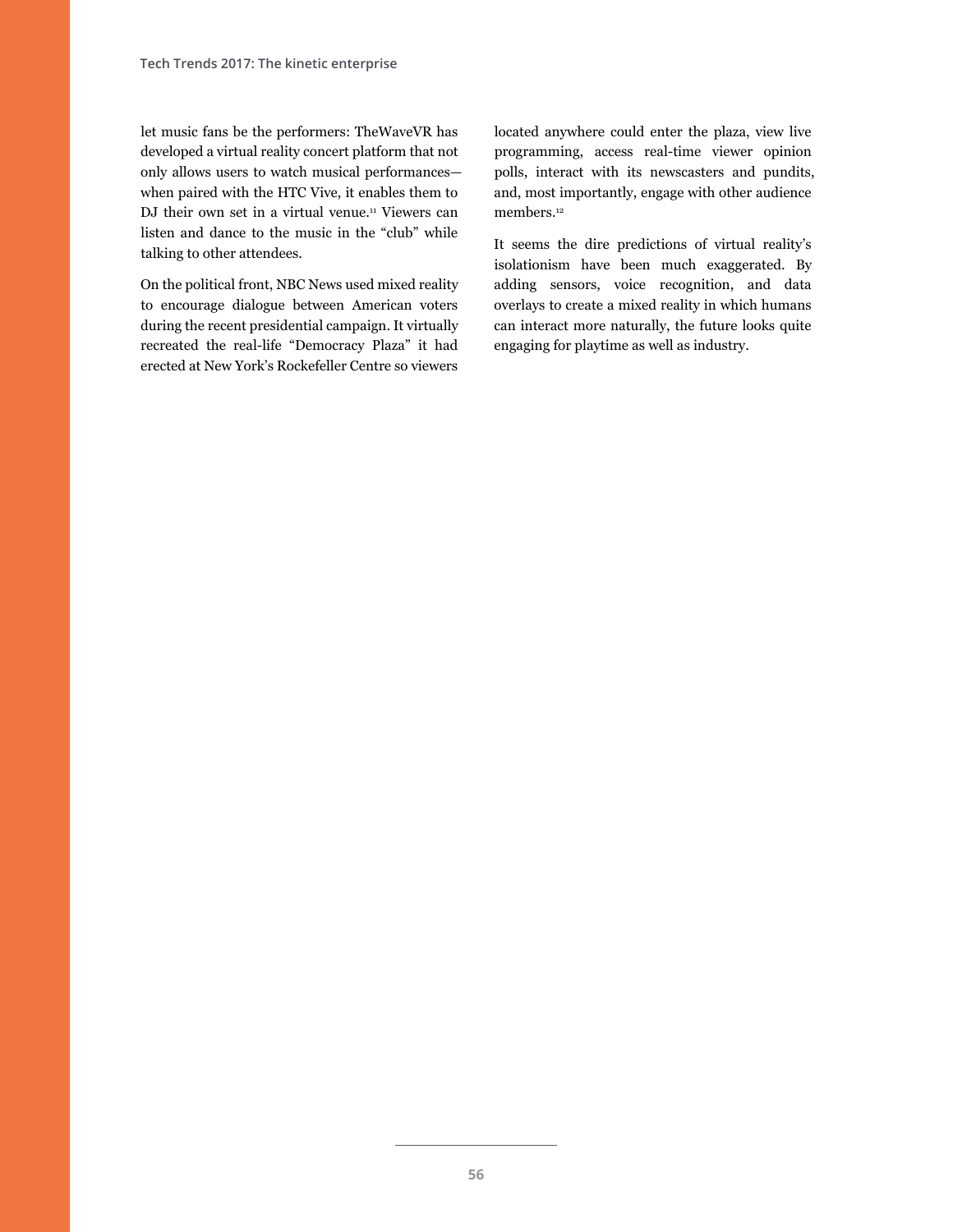let music fans be the performers: TheWaveVR has developed a virtual reality concert platform that not only allows users to watch musical performances—when paired with the HTC Vive, it enables them to DJ their own set in a virtual venue.[11] Viewers can listen and dance to the music in the "club" while talking to other attendees.

On the political front, NBC News used mixed reality to encourage dialogue between American voters during the recent presidential campaign. It virtually recreated the real-life "Democracy Plaza" it had erected at New York's Rockefeller Centre so viewers located anywhere could enter the plaza, view live programming, access real-time viewer opinion polls, interact with its newscasters and pundits, and, most importantly, engage with other audience members.[12]

It seems the dire predictions of virtual reality's isolationism have been much exaggerated. By adding sensors, voice recognition, and data overlays to create a mixed reality in which humans can interact more naturally, the future looks quite engaging for playtime as well as industry.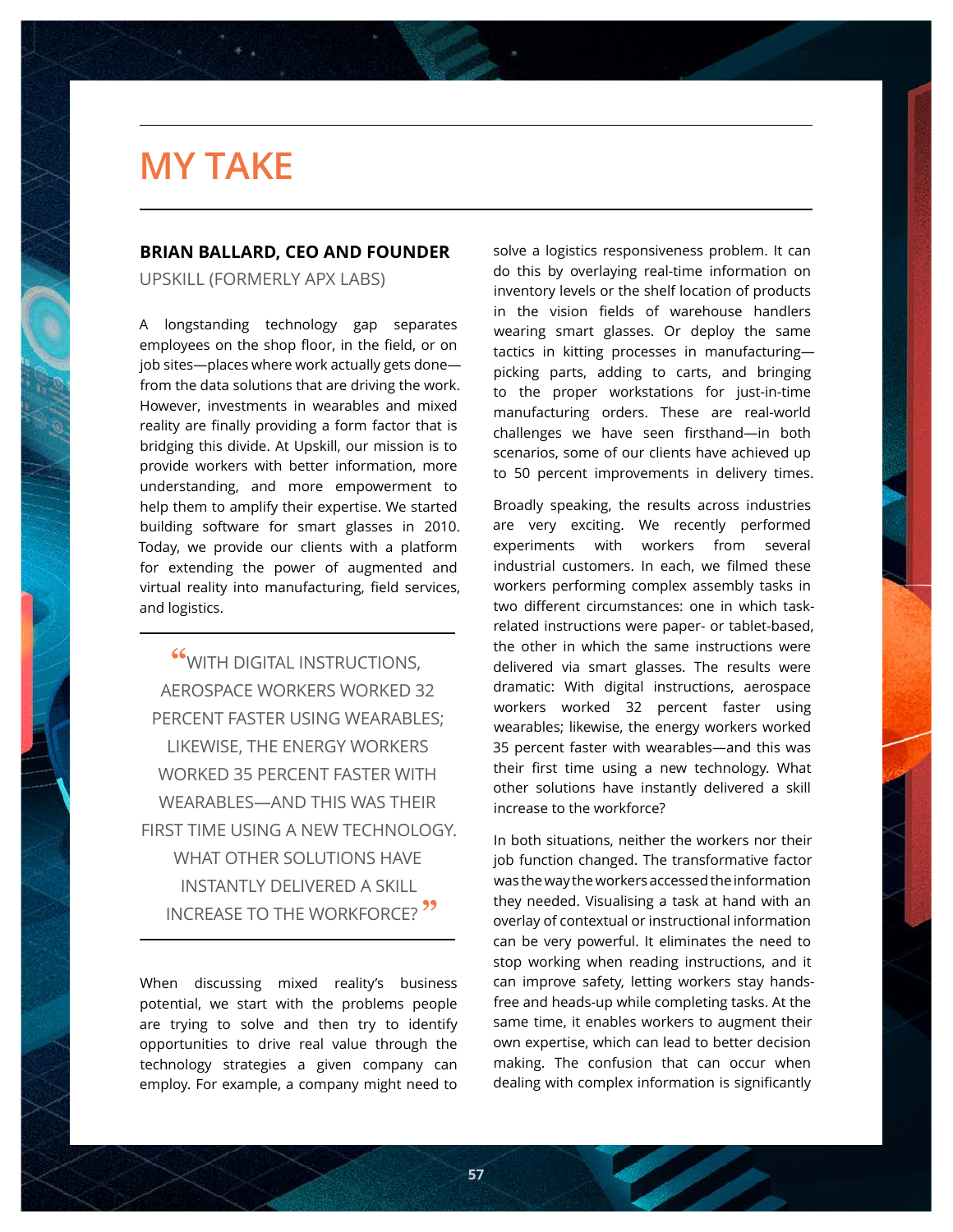# MY TAKE

**BRIAN BALLARD, CEO AND FOUNDER**

UPSKILL (FORMERLY APX LABS)

A longstanding technology gap separates employees on the shop floor, in the field, or on job sites—places where work actually gets done—from the data solutions that are driving the work. However, investments in wearables and mixed reality are finally providing a form factor that is bridging this divide. At Upskill, our mission is to provide workers with better information, more understanding, and more empowerment to help them to amplify their expertise. We started building software for smart glasses in 2010. Today, we provide our clients with a platform for extending the power of augmented and virtual reality into manufacturing, field services, and logistics.

> "WITH DIGITAL INSTRUCTIONS, AEROSPACE WORKERS WORKED 32 PERCENT FASTER USING WEARABLES; LIKEWISE, THE ENERGY WORKERS WORKED 35 PERCENT FASTER WITH WEARABLES—AND THIS WAS THEIR FIRST TIME USING A NEW TECHNOLOGY. WHAT OTHER SOLUTIONS HAVE INSTANTLY DELIVERED A SKILL INCREASE TO THE WORKFORCE?"

When discussing mixed reality's business potential, we start with the problems people are trying to solve and then try to identify opportunities to drive real value through the technology strategies a given company can employ. For example, a company might need to solve a logistics responsiveness problem. It can do this by overlaying real-time information on inventory levels or the shelf location of products in the vision fields of warehouse handlers wearing smart glasses. Or deploy the same tactics in kitting processes in manufacturing—picking parts, adding to carts, and bringing to the proper workstations for just-in-time manufacturing orders. These are real-world challenges we have seen firsthand—in both scenarios, some of our clients have achieved up to 50 percent improvements in delivery times.

Broadly speaking, the results across industries are very exciting. We recently performed experiments with workers from several industrial customers. In each, we filmed these workers performing complex assembly tasks in two different circumstances: one in which task-related instructions were paper- or tablet-based, the other in which the same instructions were delivered via smart glasses. The results were dramatic: With digital instructions, aerospace workers worked 32 percent faster using wearables; likewise, the energy workers worked 35 percent faster with wearables—and this was their first time using a new technology. What other solutions have instantly delivered a skill increase to the workforce?

In both situations, neither the workers nor their job function changed. The transformative factor was the way the workers accessed the information they needed. Visualising a task at hand with an overlay of contextual or instructional information can be very powerful. It eliminates the need to stop working when reading instructions, and it can improve safety, letting workers stay hands-free and heads-up while completing tasks. At the same time, it enables workers to augment their own expertise, which can lead to better decision making. The confusion that can occur when dealing with complex information is significantly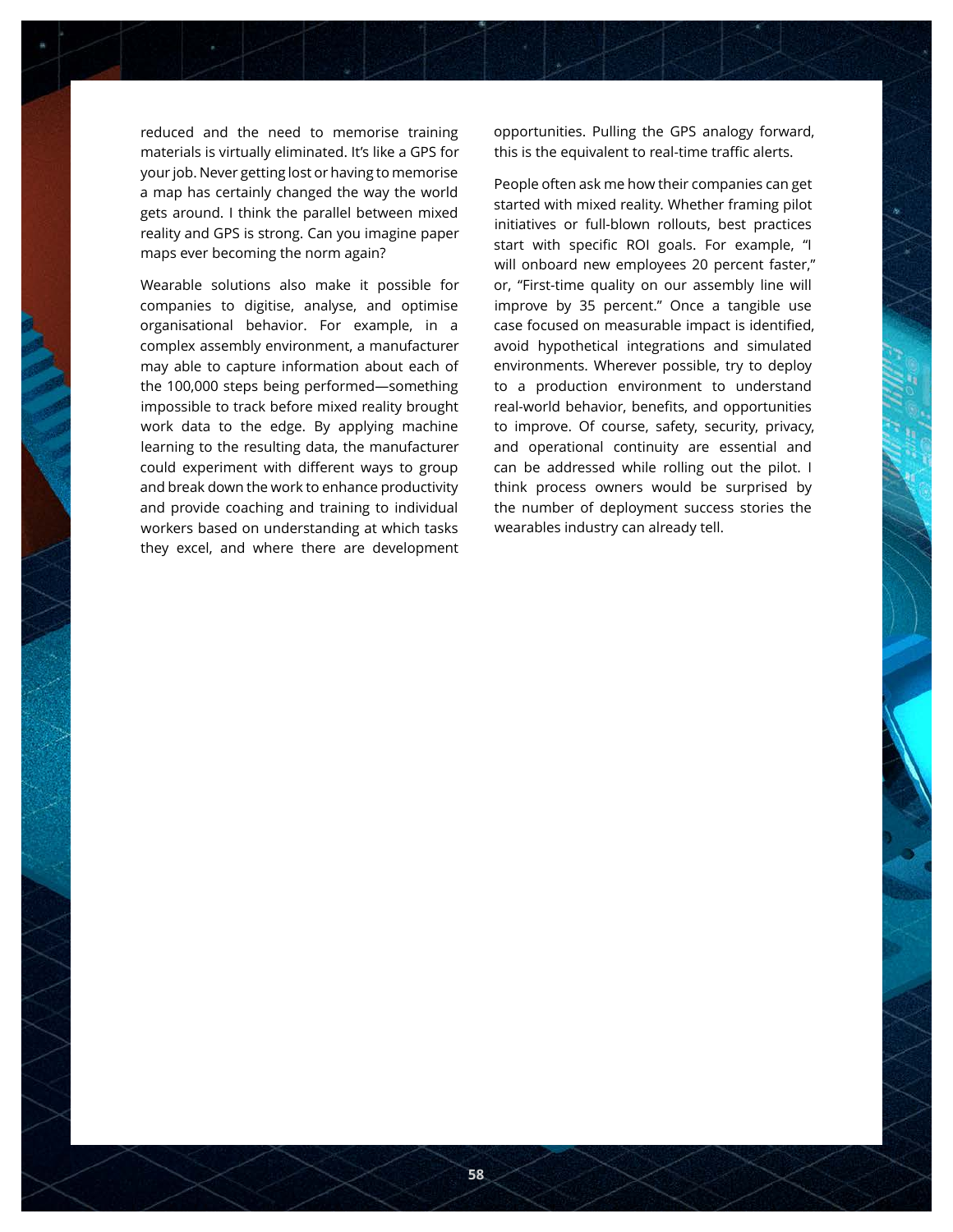reduced and the need to memorise training materials is virtually eliminated. It's like a GPS for your job. Never getting lost or having to memorise a map has certainly changed the way the world gets around. I think the parallel between mixed reality and GPS is strong. Can you imagine paper maps ever becoming the norm again?

Wearable solutions also make it possible for companies to digitise, analyse, and optimise organisational behavior. For example, in a complex assembly environment, a manufacturer may able to capture information about each of the 100,000 steps being performed—something impossible to track before mixed reality brought work data to the edge. By applying machine learning to the resulting data, the manufacturer could experiment with different ways to group and break down the work to enhance productivity and provide coaching and training to individual workers based on understanding at which tasks they excel, and where there are development opportunities. Pulling the GPS analogy forward, this is the equivalent to real-time traffic alerts.

People often ask me how their companies can get started with mixed reality. Whether framing pilot initiatives or full-blown rollouts, best practices start with specific ROI goals. For example, "I will onboard new employees 20 percent faster," or, "First-time quality on our assembly line will improve by 35 percent." Once a tangible use case focused on measurable impact is identified, avoid hypothetical integrations and simulated environments. Wherever possible, try to deploy to a production environment to understand real-world behavior, benefits, and opportunities to improve. Of course, safety, security, privacy, and operational continuity are essential and can be addressed while rolling out the pilot. I think process owners would be surprised by the number of deployment success stories the wearables industry can already tell.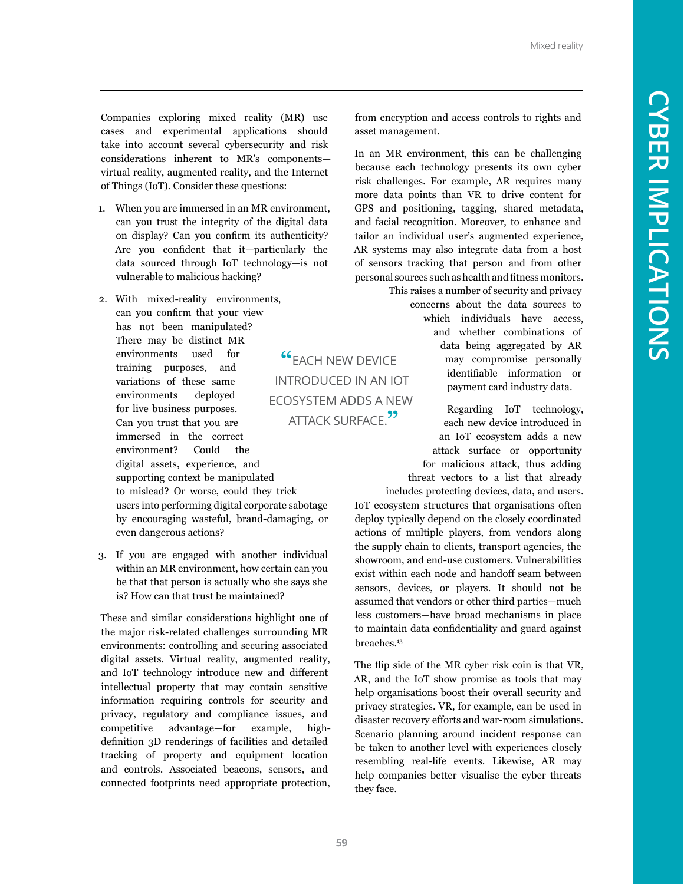# CYBER IMPLICATIONS

Companies exploring mixed reality (MR) use cases and experimental applications should take into account several cybersecurity and risk considerations inherent to MR's components—virtual reality, augmented reality, and the Internet of Things (IoT). Consider these questions:

1. When you are immersed in an MR environment, can you trust the integrity of the digital data on display? Can you confirm its authenticity? Are you confident that it—particularly the data sourced through IoT technology—is not vulnerable to malicious hacking?
2. With mixed-reality environments, can you confirm that your view has not been manipulated? There may be distinct MR environments used for training purposes, and variations of these same environments deployed for live business purposes. Can you trust that you are immersed in the correct environment? Could the digital assets, experience, and supporting context be manipulated to mislead? Or worse, could they trick users into performing digital corporate sabotage by encouraging wasteful, brand-damaging, or even dangerous actions?
3. If you are engaged with another individual within an MR environment, how certain can you be that that person is actually who she says she is? How can that trust be maintained?

These and similar considerations highlight one of the major risk-related challenges surrounding MR environments: controlling and securing associated digital assets. Virtual reality, augmented reality, and IoT technology introduce new and different intellectual property that may contain sensitive information requiring controls for security and privacy, regulatory and compliance issues, and competitive advantage—for example, high-definition 3D renderings of facilities and detailed tracking of property and equipment location and controls. Associated beacons, sensors, and connected footprints need appropriate protection, from encryption and access controls to rights and asset management.

In an MR environment, this can be challenging because each technology presents its own cyber risk challenges. For example, AR requires many more data points than VR to drive content for GPS and positioning, tagging, shared metadata, and facial recognition. Moreover, to enhance and tailor an individual user's augmented experience, AR systems may also integrate data from a host of sensors tracking that person and from other personal sources such as health and fitness monitors. This raises a number of security and privacy concerns about the data sources to which individuals have access, and whether combinations of data being aggregated by AR may compromise personally identifiable information or payment card industry data.

> "Each new device introduced in an IoT ecosystem adds a new attack surface."

Regarding IoT technology, each new device introduced in an IoT ecosystem adds a new attack surface or opportunity for malicious attack, thus adding threat vectors to a list that already includes protecting devices, data, and users. IoT ecosystem structures that organisations often deploy typically depend on the closely coordinated actions of multiple players, from vendors along the supply chain to clients, transport agencies, the showroom, and end-use customers. Vulnerabilities exist within each node and handoff seam between sensors, devices, or players. It should not be assumed that vendors or other third parties—much less customers—have broad mechanisms in place to maintain data confidentiality and guard against breaches.[13]

The flip side of the MR cyber risk coin is that VR, AR, and the IoT show promise as tools that may help organisations boost their overall security and privacy strategies. VR, for example, can be used in disaster recovery efforts and war-room simulations. Scenario planning around incident response can be taken to another level with experiences closely resembling real-life events. Likewise, AR may help companies better visualise the cyber threats they face.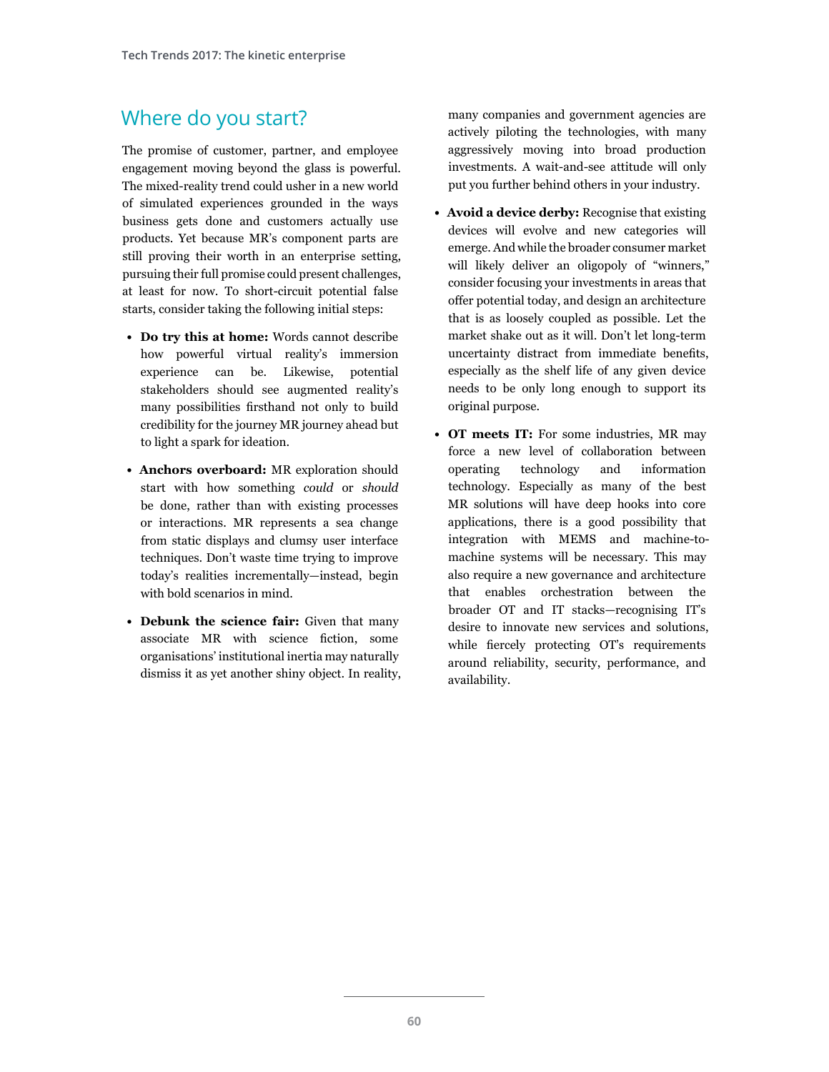## Where do you start?

The promise of customer, partner, and employee engagement moving beyond the glass is powerful. The mixed-reality trend could usher in a new world of simulated experiences grounded in the ways business gets done and customers actually use products. Yet because MR's component parts are still proving their worth in an enterprise setting, pursuing their full promise could present challenges, at least for now. To short-circuit potential false starts, consider taking the following initial steps:

- **Do try this at home:** Words cannot describe how powerful virtual reality's immersion experience can be. Likewise, potential stakeholders should see augmented reality's many possibilities firsthand not only to build credibility for the journey MR journey ahead but to light a spark for ideation.
- **Anchors overboard:** MR exploration should start with how something *could* or *should* be done, rather than with existing processes or interactions. MR represents a sea change from static displays and clumsy user interface techniques. Don't waste time trying to improve today's realities incrementally—instead, begin with bold scenarios in mind.
- **Debunk the science fair:** Given that many associate MR with science fiction, some organisations' institutional inertia may naturally dismiss it as yet another shiny object. In reality, many companies and government agencies are actively piloting the technologies, with many aggressively moving into broad production investments. A wait-and-see attitude will only put you further behind others in your industry.
- **Avoid a device derby:** Recognise that existing devices will evolve and new categories will emerge. And while the broader consumer market will likely deliver an oligopoly of "winners," consider focusing your investments in areas that offer potential today, and design an architecture that is as loosely coupled as possible. Let the market shake out as it will. Don't let long-term uncertainty distract from immediate benefits, especially as the shelf life of any given device needs to be only long enough to support its original purpose.
- **OT meets IT:** For some industries, MR may force a new level of collaboration between operating technology and information technology. Especially as many of the best MR solutions will have deep hooks into core applications, there is a good possibility that integration with MEMS and machine-to-machine systems will be necessary. This may also require a new governance and architecture that enables orchestration between the broader OT and IT stacks—recognising IT's desire to innovate new services and solutions, while fiercely protecting OT's requirements around reliability, security, performance, and availability.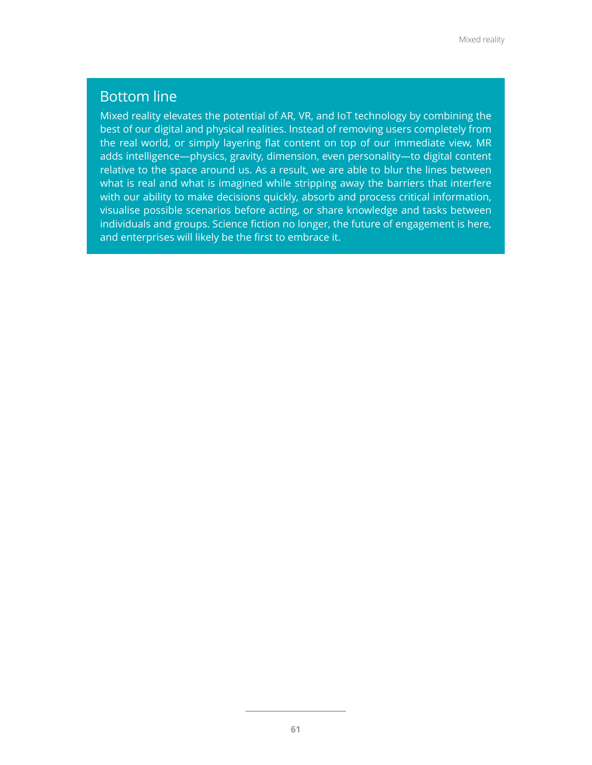## Bottom line

Mixed reality elevates the potential of AR, VR, and IoT technology by combining the best of our digital and physical realities. Instead of removing users completely from the real world, or simply layering flat content on top of our immediate view, MR adds intelligence—physics, gravity, dimension, even personality—to digital content relative to the space around us. As a result, we are able to blur the lines between what is real and what is imagined while stripping away the barriers that interfere with our ability to make decisions quickly, absorb and process critical information, visualise possible scenarios before acting, or share knowledge and tasks between individuals and groups. Science fiction no longer, the future of engagement is here, and enterprises will likely be the first to embrace it.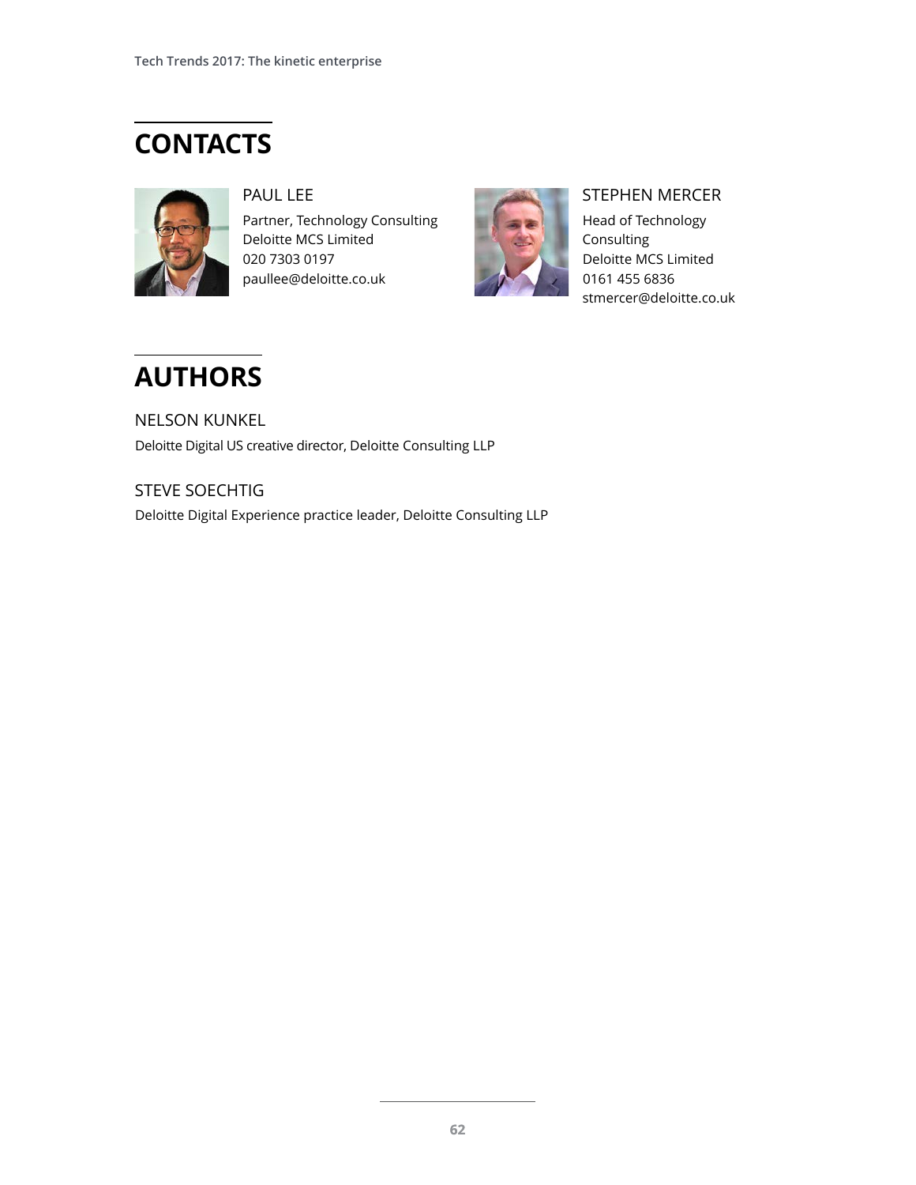## CONTACTS

PAUL LEE
Partner, Technology Consulting
Deloitte MCS Limited
020 7303 0197
paullee@deloitte.co.uk

STEPHEN MERCER
Head of Technology Consulting
Deloitte MCS Limited
0161 455 6836
stmercer@deloitte.co.uk

## AUTHORS

NELSON KUNKEL
Deloitte Digital US creative director, Deloitte Consulting LLP

STEVE SOECHTIG
Deloitte Digital Experience practice leader, Deloitte Consulting LLP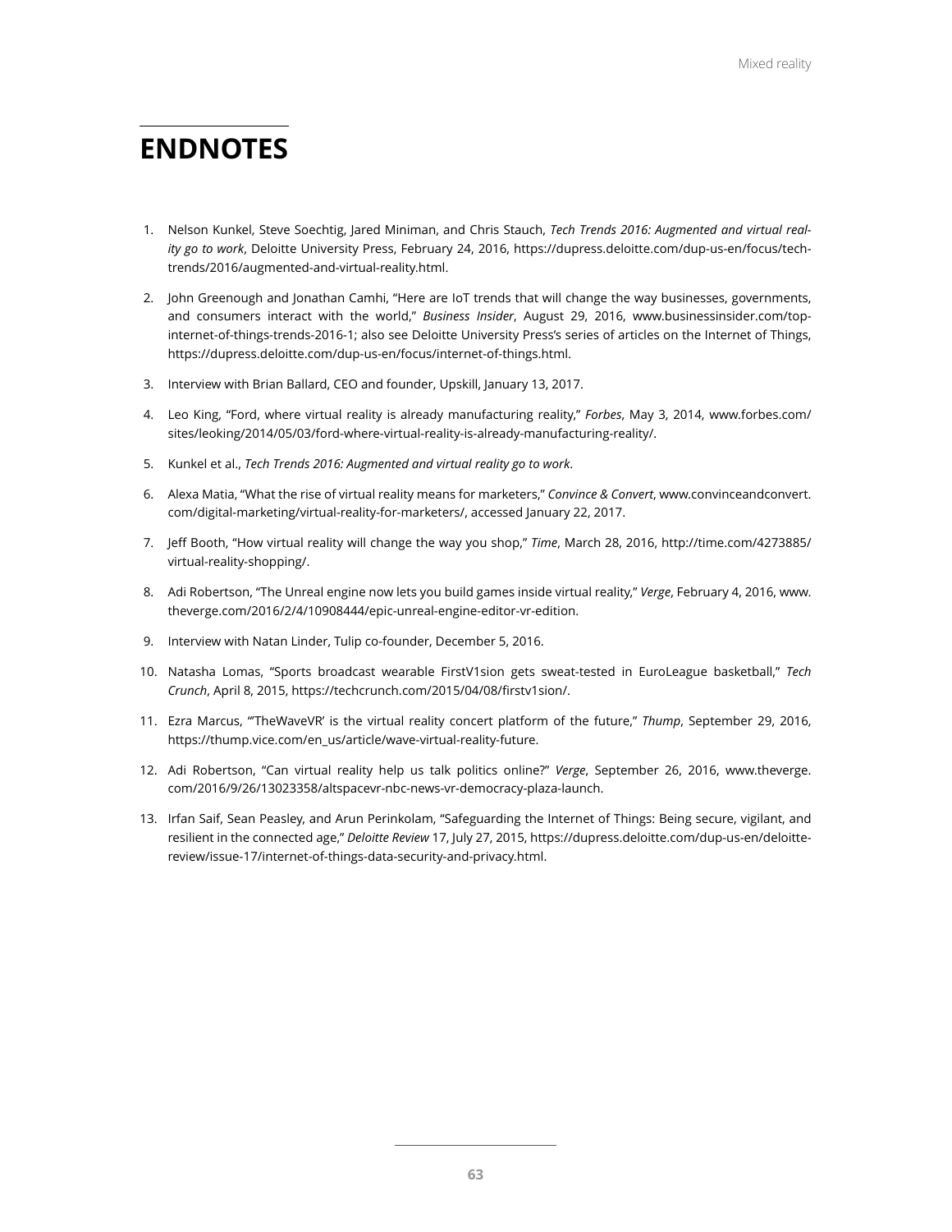## ENDNOTES

1. Nelson Kunkel, Steve Soechtig, Jared Miniman, and Chris Stauch, *Tech Trends 2016: Augmented and virtual reality go to work*, Deloitte University Press, February 24, 2016, https://dupress.deloitte.com/dup-us-en/focus/tech-trends/2016/augmented-and-virtual-reality.html.
2. John Greenough and Jonathan Camhi, "Here are IoT trends that will change the way businesses, governments, and consumers interact with the world," *Business Insider*, August 29, 2016, www.businessinsider.com/top-internet-of-things-trends-2016-1; also see Deloitte University Press's series of articles on the Internet of Things, https://dupress.deloitte.com/dup-us-en/focus/internet-of-things.html.
3. Interview with Brian Ballard, CEO and founder, Upskill, January 13, 2017.
4. Leo King, "Ford, where virtual reality is already manufacturing reality," *Forbes*, May 3, 2014, www.forbes.com/sites/leoking/2014/05/03/ford-where-virtual-reality-is-already-manufacturing-reality/.
5. Kunkel et al., *Tech Trends 2016: Augmented and virtual reality go to work*.
6. Alexa Matia, "What the rise of virtual reality means for marketers," *Convince & Convert*, www.convinceandconvert.com/digital-marketing/virtual-reality-for-marketers/, accessed January 22, 2017.
7. Jeff Booth, "How virtual reality will change the way you shop," *Time*, March 28, 2016, http://time.com/4273885/virtual-reality-shopping/.
8. Adi Robertson, "The Unreal engine now lets you build games inside virtual reality," *Verge*, February 4, 2016, www.theverge.com/2016/2/4/10908444/epic-unreal-engine-editor-vr-edition.
9. Interview with Natan Linder, Tulip co-founder, December 5, 2016.
10. Natasha Lomas, "Sports broadcast wearable FirstV1sion gets sweat-tested in EuroLeague basketball," *Tech Crunch*, April 8, 2015, https://techcrunch.com/2015/04/08/firstv1sion/.
11. Ezra Marcus, "'TheWaveVR' is the virtual reality concert platform of the future," *Thump*, September 29, 2016, https://thump.vice.com/en_us/article/wave-virtual-reality-future.
12. Adi Robertson, "Can virtual reality help us talk politics online?" *Verge*, September 26, 2016, www.theverge.com/2016/9/26/13023358/altspacevr-nbc-news-vr-democracy-plaza-launch.
13. Irfan Saif, Sean Peasley, and Arun Perinkolam, "Safeguarding the Internet of Things: Being secure, vigilant, and resilient in the connected age," *Deloitte Review* 17, July 27, 2015, https://dupress.deloitte.com/dup-us-en/deloitte-review/issue-17/internet-of-things-data-security-and-privacy.html.